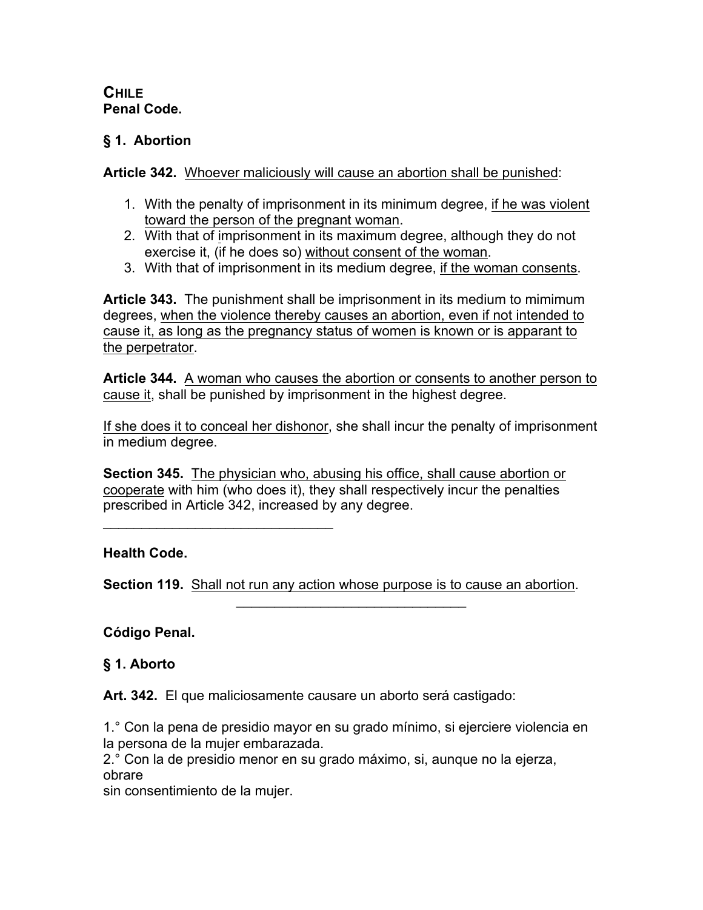**CHILE**
**Penal Code.**

**§ 1. Abortion**

**Article 342.** Whoever maliciously will cause an abortion shall be punished:

1. With the penalty of imprisonment in its minimum degree, if he was violent toward the person of the pregnant woman.
2. With that of imprisonment in its maximum degree, although they do not exercise it, (if he does so) without consent of the woman.
3. With that of imprisonment in its medium degree, if the woman consents.

**Article 343.** The punishment shall be imprisonment in its medium to mimimum degrees, when the violence thereby causes an abortion, even if not intended to cause it, as long as the pregnancy status of women is known or is apparant to the perpetrator.

**Article 344.** A woman who causes the abortion or consents to another person to cause it, shall be punished by imprisonment in the highest degree.

If she does it to conceal her dishonor, she shall incur the penalty of imprisonment in medium degree.

**Section 345.** The physician who, abusing his office, shall cause abortion or cooperate with him (who does it), they shall respectively incur the penalties prescribed in Article 342, increased by any degree.

---

**Health Code.**

**Section 119.** Shall not run any action whose purpose is to cause an abortion.

---

**Código Penal.**

**§ 1. Aborto**

**Art. 342.** El que maliciosamente causare un aborto será castigado:

1.° Con la pena de presidio mayor en su grado mínimo, si ejerciere violencia en la persona de la mujer embarazada.
2.° Con la de presidio menor en su grado máximo, si, aunque no la ejerza, obrare
sin consentimiento de la mujer.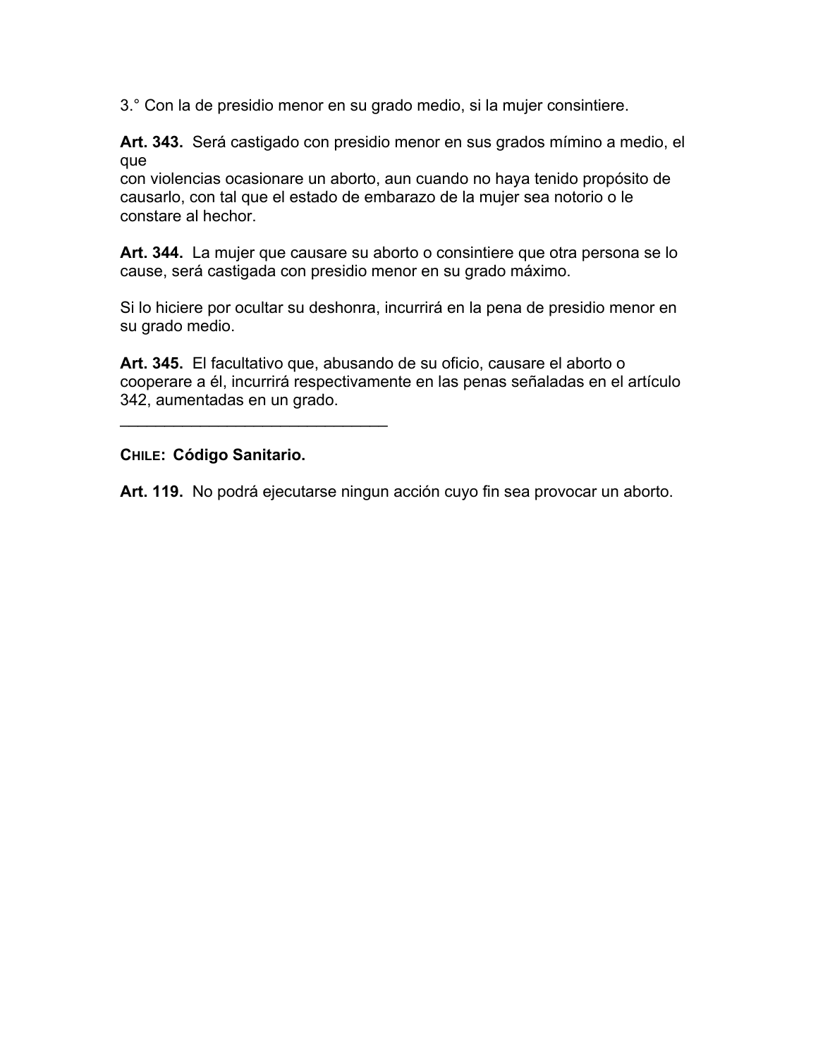3.° Con la de presidio menor en su grado medio, si la mujer consintiere.

**Art. 343.** Será castigado con presidio menor en sus grados mímino a medio, el que
con violencias ocasionare un aborto, aun cuando no haya tenido propósito de causarlo, con tal que el estado de embarazo de la mujer sea notorio o le constare al hechor.

**Art. 344.** La mujer que causare su aborto o consintiere que otra persona se lo cause, será castigada con presidio menor en su grado máximo.

Si lo hiciere por ocultar su deshonra, incurrirá en la pena de presidio menor en su grado medio.

**Art. 345.** El facultativo que, abusando de su oficio, causare el aborto o cooperare a él, incurrirá respectivamente en las penas señaladas en el artículo 342, aumentadas en un grado.

______________________________

**CHILE: Código Sanitario.**

**Art. 119.** No podrá ejecutarse ningun acción cuyo fin sea provocar un aborto.